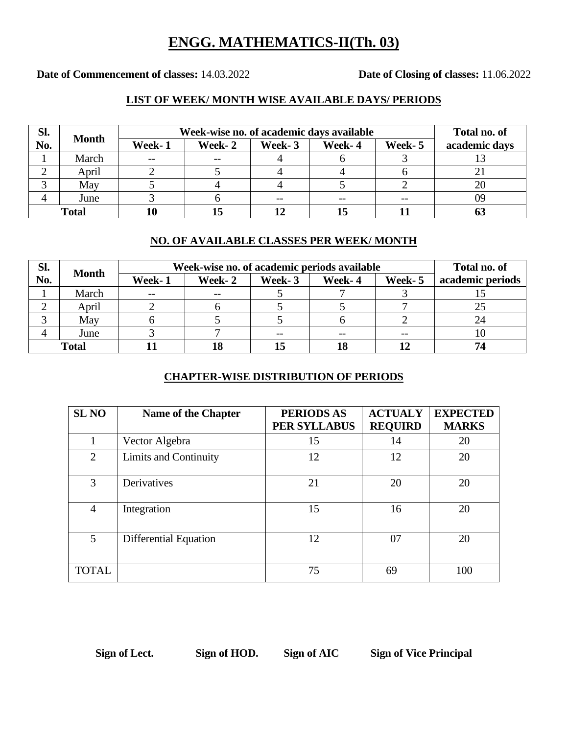# ENGG. MATHEMATICS-II(Th. 03)

**Date of Commencement of classes:** 14.03.2022 **Date of Closing of classes:** 11.06.2022

## LIST OF WEEK/ MONTH WISE AVAILABLE DAYS/ PERIODS

| Sl. No. | Month | Week-wise no. of academic days available | | | | | Total no. of academic days |
|---|---|---|---|---|---|---|---|
| | | Week- 1 | Week- 2 | Week- 3 | Week- 4 | Week- 5 | |
| 1 | March | -- | -- | 4 | 6 | 3 | 13 |
| 2 | April | 2 | 5 | 4 | 4 | 6 | 21 |
| 3 | May | 5 | 4 | 4 | 5 | 2 | 20 |
| 4 | June | 3 | 6 | -- | -- | -- | 09 |
| **Total** | | **10** | **15** | **12** | **15** | **11** | **63** |

## NO. OF AVAILABLE CLASSES PER WEEK/ MONTH

| Sl. No. | Month | Week-wise no. of academic periods available | | | | | Total no. of academic periods |
|---|---|---|---|---|---|---|---|
| | | Week- 1 | Week- 2 | Week- 3 | Week- 4 | Week- 5 | |
| 1 | March | -- | -- | 5 | 7 | 3 | 15 |
| 2 | April | 2 | 6 | 5 | 5 | 7 | 25 |
| 3 | May | 6 | 5 | 5 | 6 | 2 | 24 |
| 4 | June | 3 | 7 | -- | -- | -- | 10 |
| **Total** | | **11** | **18** | **15** | **18** | **12** | **74** |

## CHAPTER-WISE DISTRIBUTION OF PERIODS

| SL NO | Name of the Chapter | PERIODS AS PER SYLLABUS | ACTUALY REQUIRD | EXPECTED MARKS |
|---|---|---|---|---|
| 1 | Vector Algebra | 15 | 14 | 20 |
| 2 | Limits and Continuity | 12 | 12 | 20 |
| 3 | Derivatives | 21 | 20 | 20 |
| 4 | Integration | 15 | 16 | 20 |
| 5 | Differential Equation | 12 | 07 | 20 |
| TOTAL | | 75 | 69 | 100 |

**Sign of Lect.** **Sign of HOD.** **Sign of AIC** **Sign of Vice Principal**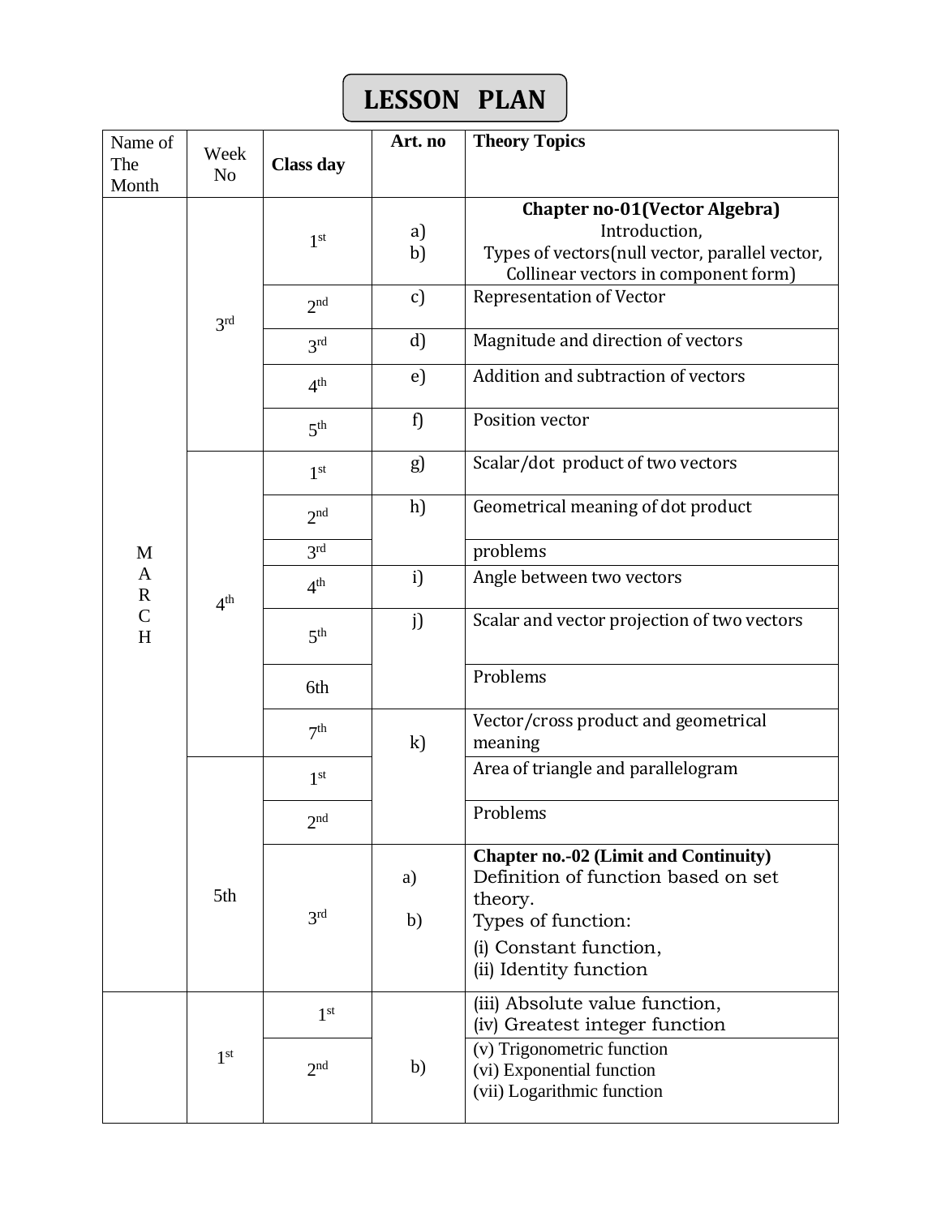# LESSON PLAN

| Name of The Month | Week No | Class day | Art. no | Theory Topics |
|---|---|---|---|---|
| MARCH | 3rd | 1st | a)<br>b) | **Chapter no-01(Vector Algebra)**<br>Introduction,<br>Types of vectors(null vector, parallel vector, Collinear vectors in component form) |
| | | 2nd | c) | Representation of Vector |
| | | 3rd | d) | Magnitude and direction of vectors |
| | | 4th | e) | Addition and subtraction of vectors |
| | | 5th | f) | Position vector |
| | 4th | 1st | g) | Scalar/dot product of two vectors |
| | | 2nd | h) | Geometrical meaning of dot product |
| | | 3rd | | problems |
| | | 4th | i) | Angle between two vectors |
| | | 5th | j) | Scalar and vector projection of two vectors |
| | | 6th | | Problems |
| | | 7th | k) | Vector/cross product and geometrical meaning |
| | 5th | 1st | | Area of triangle and parallelogram |
| | | 2nd | | Problems |
| | | 3rd | a)<br>b) | **Chapter no.-02 (Limit and Continuity)**<br>Definition of function based on set theory.<br>Types of function:<br>(i) Constant function,<br>(ii) Identity function |
| | 1st | 1st | b) | (iii) Absolute value function,<br>(iv) Greatest integer function |
| | | 2nd | | (v) Trigonometric function<br>(vi) Exponential function<br>(vii) Logarithmic function |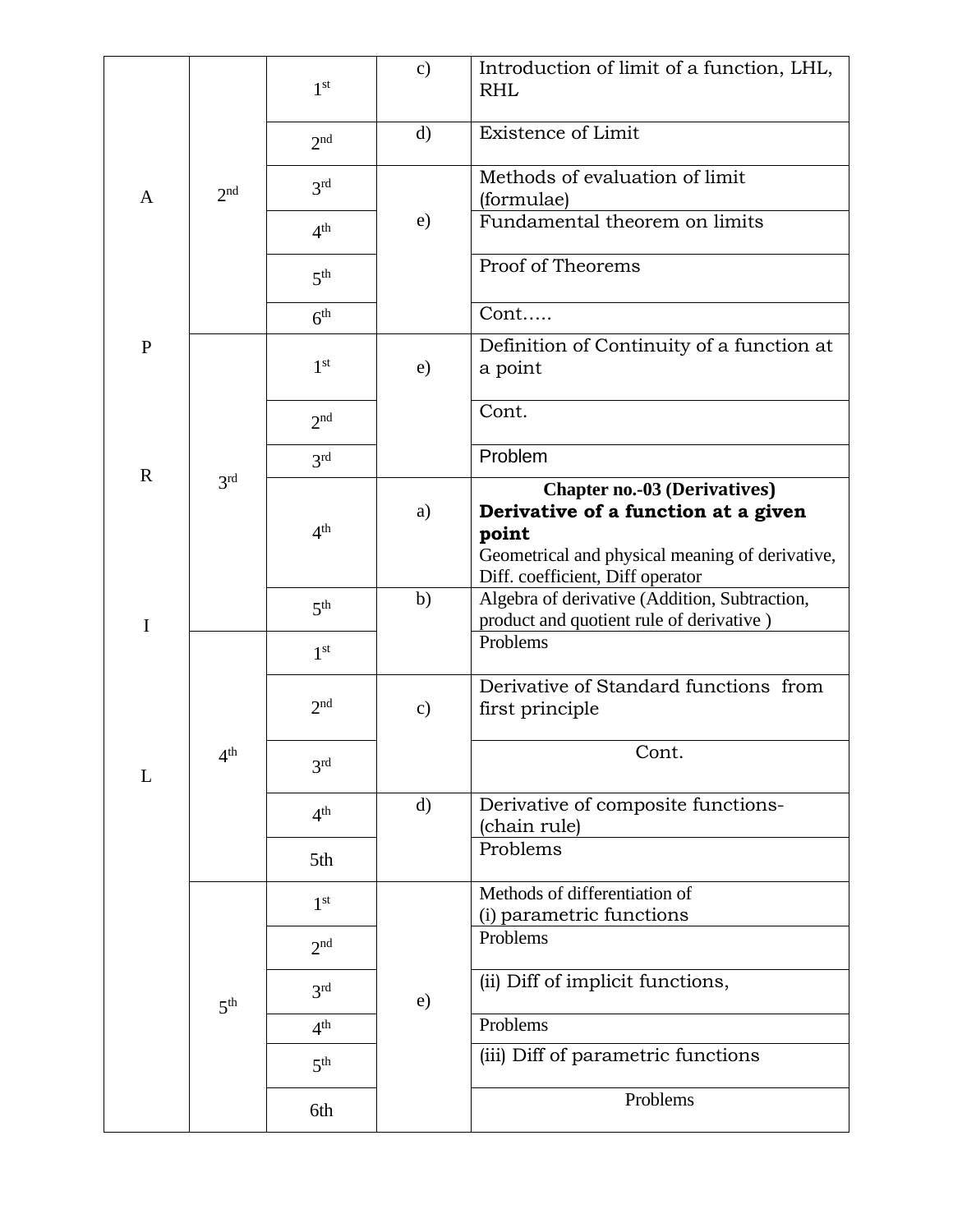| | | | | |
|---|---|---|---|---|
| APRIL | 2nd | 1st | c) | Introduction of limit of a function, LHL, RHL |
| | | 2nd | d) | Existence of Limit |
| | | 3rd | e) | Methods of evaluation of limit (formulae) |
| | | 4th | | Fundamental theorem on limits |
| | | 5th | | Proof of Theorems |
| | | 6th | | Cont….. |
| | 3rd | 1st | e) | Definition of Continuity of a function at a point |
| | | 2nd | | Cont. |
| | | 3rd | | Problem |
| | | 4th | a) | **Chapter no.-03 (Derivatives)** **Derivative of a function at a given point** Geometrical and physical meaning of derivative, Diff. coefficient, Diff operator |
| | | 5th | b) | Algebra of derivative (Addition, Subtraction, product and quotient rule of derivative ) |
| | 4th | 1st | | Problems |
| | | 2nd | c) | Derivative of Standard functions from first principle |
| | | 3rd | | Cont. |
| | | 4th | d) | Derivative of composite functions-(chain rule) |
| | | 5th | | Problems |
| | 5th | 1st | e) | Methods of differentiation of (i) parametric functions |
| | | 2nd | | Problems |
| | | 3rd | | (ii) Diff of implicit functions, |
| | | 4th | | Problems |
| | | 5th | | (iii) Diff of parametric functions |
| | | 6th | | Problems |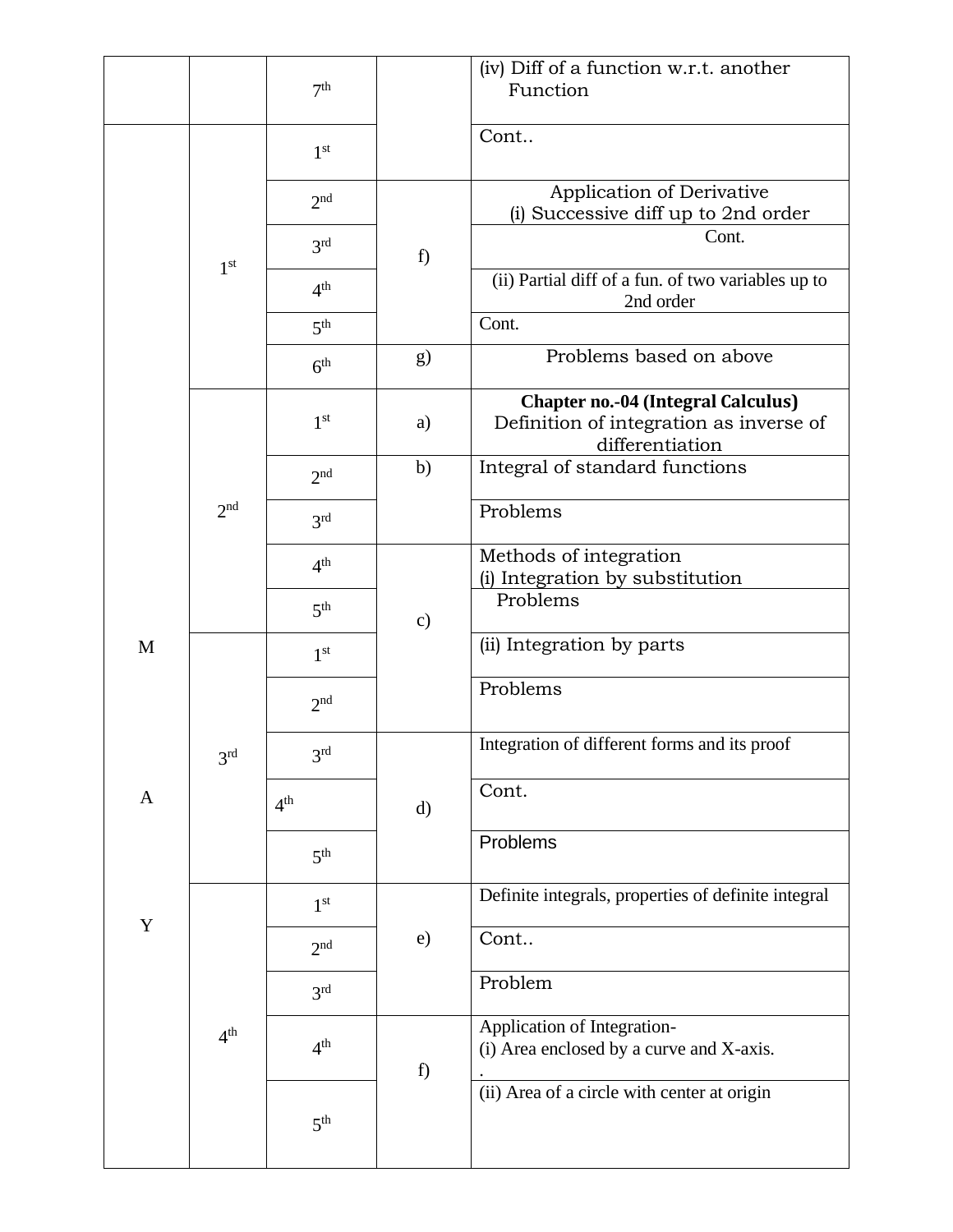| | | 7th | | (iv) Diff of a function w.r.t. another Function |
|---|---|---|---|---|
| M A Y | 1st | 1st | | Cont.. |
| | | 2nd | f) | Application of Derivative (i) Successive diff up to 2nd order |
| | | 3rd | | Cont. |
| | | 4th | | (ii) Partial diff of a fun. of two variables up to 2nd order |
| | | 5th | | Cont. |
| | | 6th | g) | Problems based on above |
| | 2nd | 1st | a) | **Chapter no.-04 (Integral Calculus)** Definition of integration as inverse of differentiation |
| | | 2nd | b) | Integral of standard functions |
| | | 3rd | | Problems |
| | | 4th | c) | Methods of integration (i) Integration by substitution |
| | | 5th | | Problems |
| | 3rd | 1st | | (ii) Integration by parts |
| | | 2nd | | Problems |
| | | 3rd | d) | Integration of different forms and its proof |
| | | 4th | | Cont. |
| | | 5th | | Problems |
| | 4th | 1st | e) | Definite integrals, properties of definite integral |
| | | 2nd | | Cont.. |
| | | 3rd | | Problem |
| | | 4th | f) | Application of Integration- (i) Area enclosed by a curve and X-axis. . |
| | | 5th | | (ii) Area of a circle with center at origin |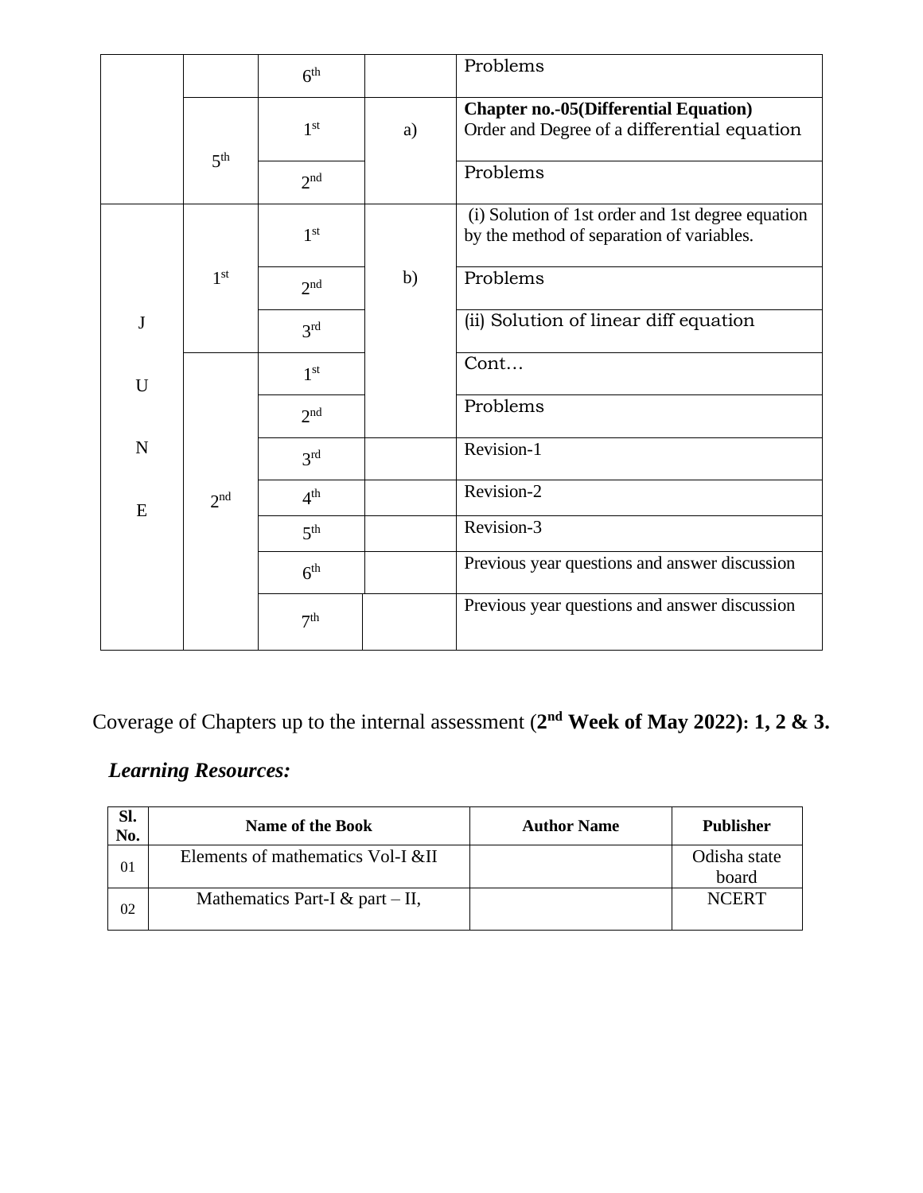| | | | | |
|---|---|---|---|---|
| | | 6th | | Problems |
| | 5th | 1st | a) | **Chapter no.-05(Differential Equation)** Order and Degree of a differential equation |
| | | 2nd | | Problems |
| J U N E | 1st | 1st | b) | (i) Solution of 1st order and 1st degree equation by the method of separation of variables. |
| | | 2nd | | Problems |
| | | 3rd | | (ii) Solution of linear diff equation |
| | 2nd | 1st | | Cont… |
| | | 2nd | | Problems |
| | | 3rd | | Revision-1 |
| | | 4th | | Revision-2 |
| | | 5th | | Revision-3 |
| | | 6th | | Previous year questions and answer discussion |
| | | 7th | | Previous year questions and answer discussion |

Coverage of Chapters up to the internal assessment (**2nd Week of May 2022): 1, 2 & 3.**

***Learning Resources:***

| Sl. No. | Name of the Book | Author Name | Publisher |
|---|---|---|---|
| 01 | Elements of mathematics Vol-I &II | | Odisha state board |
| 02 | Mathematics Part-I & part – II, | | NCERT |